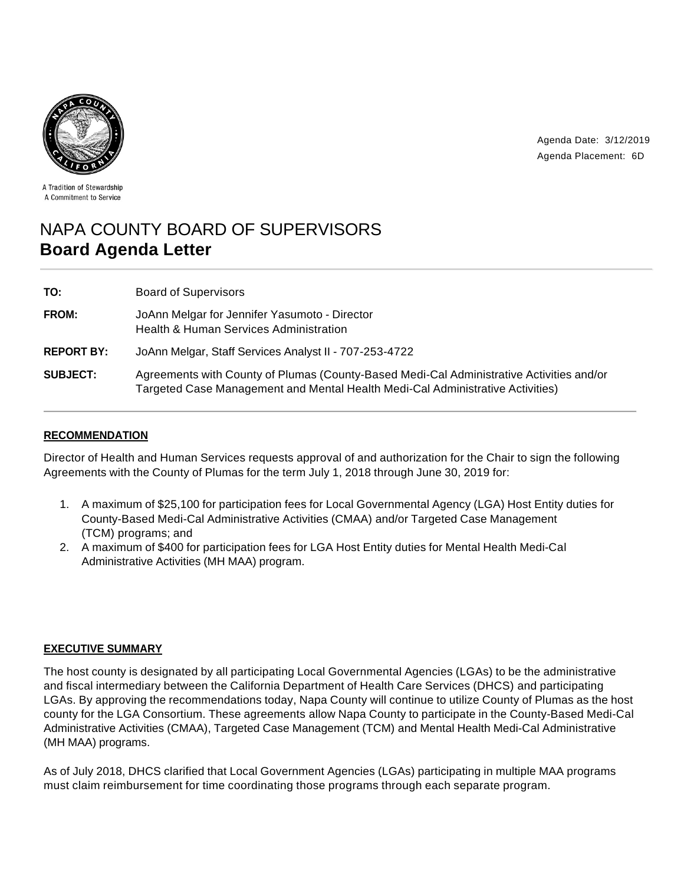A Tradition of Stewardship
A Commitment to Service

Agenda Date: 3/12/2019
Agenda Placement: 6D

# NAPA COUNTY BOARD OF SUPERVISORS
## Board Agenda Letter

**TO:** Board of Supervisors

**FROM:** JoAnn Melgar for Jennifer Yasumoto - Director
Health & Human Services Administration

**REPORT BY:** JoAnn Melgar, Staff Services Analyst II - 707-253-4722

**SUBJECT:** Agreements with County of Plumas (County-Based Medi-Cal Administrative Activities and/or Targeted Case Management and Mental Health Medi-Cal Administrative Activities)

---

### RECOMMENDATION

Director of Health and Human Services requests approval of and authorization for the Chair to sign the following Agreements with the County of Plumas for the term July 1, 2018 through June 30, 2019 for:

1. A maximum of $25,100 for participation fees for Local Governmental Agency (LGA) Host Entity duties for County-Based Medi-Cal Administrative Activities (CMAA) and/or Targeted Case Management (TCM) programs; and
2. A maximum of $400 for participation fees for LGA Host Entity duties for Mental Health Medi-Cal Administrative Activities (MH MAA) program.

### EXECUTIVE SUMMARY

The host county is designated by all participating Local Governmental Agencies (LGAs) to be the administrative and fiscal intermediary between the California Department of Health Care Services (DHCS) and participating LGAs. By approving the recommendations today, Napa County will continue to utilize County of Plumas as the host county for the LGA Consortium. These agreements allow Napa County to participate in the County-Based Medi-Cal Administrative Activities (CMAA), Targeted Case Management (TCM) and Mental Health Medi-Cal Administrative (MH MAA) programs.

As of July 2018, DHCS clarified that Local Government Agencies (LGAs) participating in multiple MAA programs must claim reimbursement for time coordinating those programs through each separate program.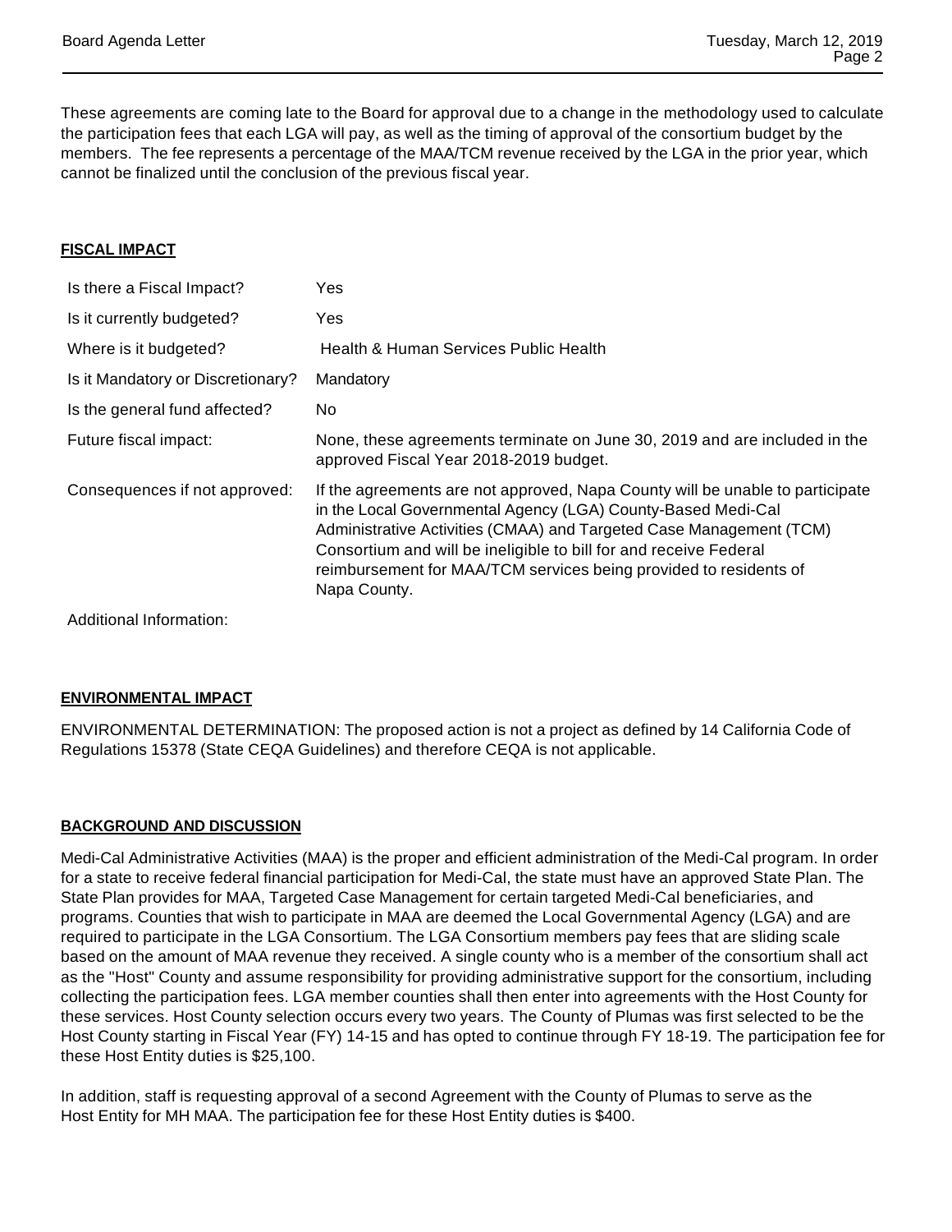These agreements are coming late to the Board for approval due to a change in the methodology used to calculate the participation fees that each LGA will pay, as well as the timing of approval of the consortium budget by the members. The fee represents a percentage of the MAA/TCM revenue received by the LGA in the prior year, which cannot be finalized until the conclusion of the previous fiscal year.

## FISCAL IMPACT

| | |
|---|---|
| Is there a Fiscal Impact? | Yes |
| Is it currently budgeted? | Yes |
| Where is it budgeted? | Health & Human Services Public Health |
| Is it Mandatory or Discretionary? | Mandatory |
| Is the general fund affected? | No |
| Future fiscal impact: | None, these agreements terminate on June 30, 2019 and are included in the approved Fiscal Year 2018-2019 budget. |
| Consequences if not approved: | If the agreements are not approved, Napa County will be unable to participate in the Local Governmental Agency (LGA) County-Based Medi-Cal Administrative Activities (CMAA) and Targeted Case Management (TCM) Consortium and will be ineligible to bill for and receive Federal reimbursement for MAA/TCM services being provided to residents of Napa County. |
| Additional Information: | |

## ENVIRONMENTAL IMPACT

ENVIRONMENTAL DETERMINATION: The proposed action is not a project as defined by 14 California Code of Regulations 15378 (State CEQA Guidelines) and therefore CEQA is not applicable.

## BACKGROUND AND DISCUSSION

Medi-Cal Administrative Activities (MAA) is the proper and efficient administration of the Medi-Cal program. In order for a state to receive federal financial participation for Medi-Cal, the state must have an approved State Plan. The State Plan provides for MAA, Targeted Case Management for certain targeted Medi-Cal beneficiaries, and programs. Counties that wish to participate in MAA are deemed the Local Governmental Agency (LGA) and are required to participate in the LGA Consortium. The LGA Consortium members pay fees that are sliding scale based on the amount of MAA revenue they received. A single county who is a member of the consortium shall act as the "Host" County and assume responsibility for providing administrative support for the consortium, including collecting the participation fees. LGA member counties shall then enter into agreements with the Host County for these services. Host County selection occurs every two years. The County of Plumas was first selected to be the Host County starting in Fiscal Year (FY) 14-15 and has opted to continue through FY 18-19. The participation fee for these Host Entity duties is $25,100.

In addition, staff is requesting approval of a second Agreement with the County of Plumas to serve as the Host Entity for MH MAA. The participation fee for these Host Entity duties is $400.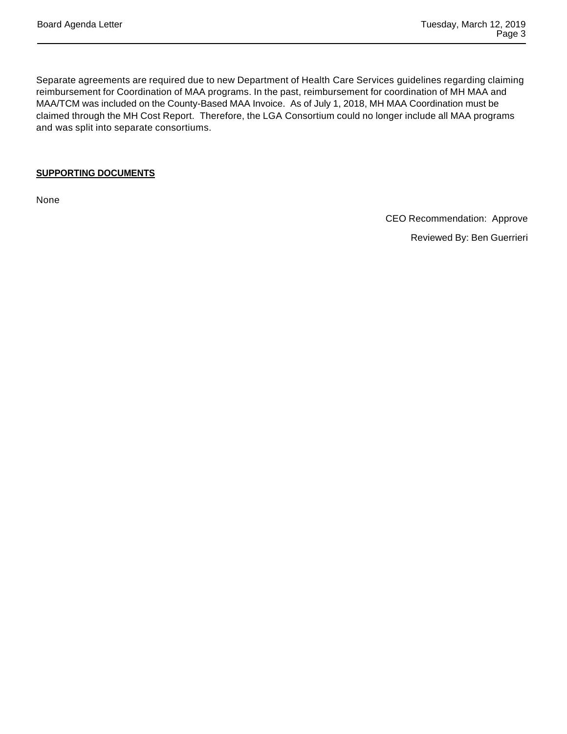Separate agreements are required due to new Department of Health Care Services guidelines regarding claiming reimbursement for Coordination of MAA programs. In the past, reimbursement for coordination of MH MAA and MAA/TCM was included on the County-Based MAA Invoice. As of July 1, 2018, MH MAA Coordination must be claimed through the MH Cost Report. Therefore, the LGA Consortium could no longer include all MAA programs and was split into separate consortiums.

**SUPPORTING DOCUMENTS**

None

CEO Recommendation: Approve

Reviewed By: Ben Guerrieri